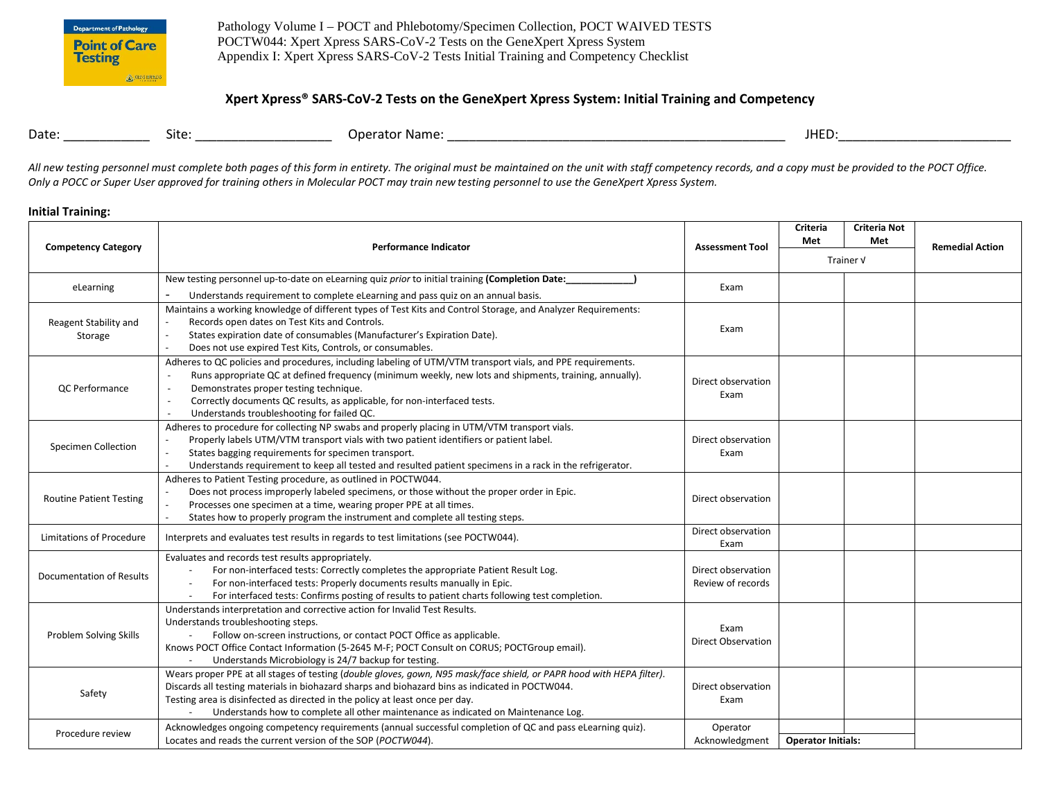Pathology Volume I – POCT and Phlebotomy/Specimen Collection, POCT WAIVED TESTS
POCTW044: Xpert Xpress SARS-CoV-2 Tests on the GeneXpert Xpress System
Appendix I: Xpert Xpress SARS-CoV-2 Tests Initial Training and Competency Checklist

# Xpert Xpress® SARS-CoV-2 Tests on the GeneXpert Xpress System: Initial Training and Competency

Date: ____________ Site: ____________________ Operator Name: ______________________________ JHED: ________________________

*All new testing personnel must complete both pages of this form in entirety. The original must be maintained on the unit with staff competency records, and a copy must be provided to the POCT Office. Only a POCC or Super User approved for training others in Molecular POCT may train new testing personnel to use the GeneXpert Xpress System.*

**Initial Training:**

| Competency Category | Performance Indicator | Assessment Tool | Criteria Met | Criteria Not Met | Remedial Action |
|---|---|---|---|---|---|
| | | | Trainer √ | | |
| eLearning | New testing personnel up-to-date on eLearning quiz *prior* to initial training **(Completion Date:_____________)**<br>- Understands requirement to complete eLearning and pass quiz on an annual basis. | Exam | | | |
| Reagent Stability and Storage | Maintains a working knowledge of different types of Test Kits and Control Storage, and Analyzer Requirements:<br>- Records open dates on Test Kits and Controls.<br>- States expiration date of consumables (Manufacturer's Expiration Date).<br>- Does not use expired Test Kits, Controls, or consumables. | Exam | | | |
| QC Performance | Adheres to QC policies and procedures, including labeling of UTM/VTM transport vials, and PPE requirements.<br>- Runs appropriate QC at defined frequency (minimum weekly, new lots and shipments, training, annually).<br>- Demonstrates proper testing technique.<br>- Correctly documents QC results, as applicable, for non-interfaced tests.<br>- Understands troubleshooting for failed QC. | Direct observation<br>Exam | | | |
| Specimen Collection | Adheres to procedure for collecting NP swabs and properly placing in UTM/VTM transport vials.<br>- Properly labels UTM/VTM transport vials with two patient identifiers or patient label.<br>- States bagging requirements for specimen transport.<br>- Understands requirement to keep all tested and resulted patient specimens in a rack in the refrigerator. | Direct observation<br>Exam | | | |
| Routine Patient Testing | Adheres to Patient Testing procedure, as outlined in POCTW044.<br>- Does not process improperly labeled specimens, or those without the proper order in Epic.<br>- Processes one specimen at a time, wearing proper PPE at all times.<br>- States how to properly program the instrument and complete all testing steps. | Direct observation | | | |
| Limitations of Procedure | Interprets and evaluates test results in regards to test limitations (see POCTW044). | Direct observation<br>Exam | | | |
| Documentation of Results | Evaluates and records test results appropriately.<br>- For non-interfaced tests: Correctly completes the appropriate Patient Result Log.<br>- For non-interfaced tests: Properly documents results manually in Epic.<br>- For interfaced tests: Confirms posting of results to patient charts following test completion. | Direct observation<br>Review of records | | | |
| Problem Solving Skills | Understands interpretation and corrective action for Invalid Test Results.<br>Understands troubleshooting steps.<br>- Follow on-screen instructions, or contact POCT Office as applicable.<br>Knows POCT Office Contact Information (5-2645 M-F; POCT Consult on CORUS; POCTGroup email).<br>- Understands Microbiology is 24/7 backup for testing. | Exam<br>Direct Observation | | | |
| Safety | Wears proper PPE at all stages of testing (*double gloves, gown, N95 mask/face shield, or PAPR hood with HEPA filter)*.<br>Discards all testing materials in biohazard sharps and biohazard bins as indicated in POCTW044.<br>Testing area is disinfected as directed in the policy at least once per day.<br>- Understands how to complete all other maintenance as indicated on Maintenance Log. | Direct observation<br>Exam | | | |
| Procedure review | Acknowledges ongoing competency requirements (annual successful completion of QC and pass eLearning quiz).<br>Locates and reads the current version of the SOP (*POCTW044*). | Operator Acknowledgment | **Operator Initials:** | | |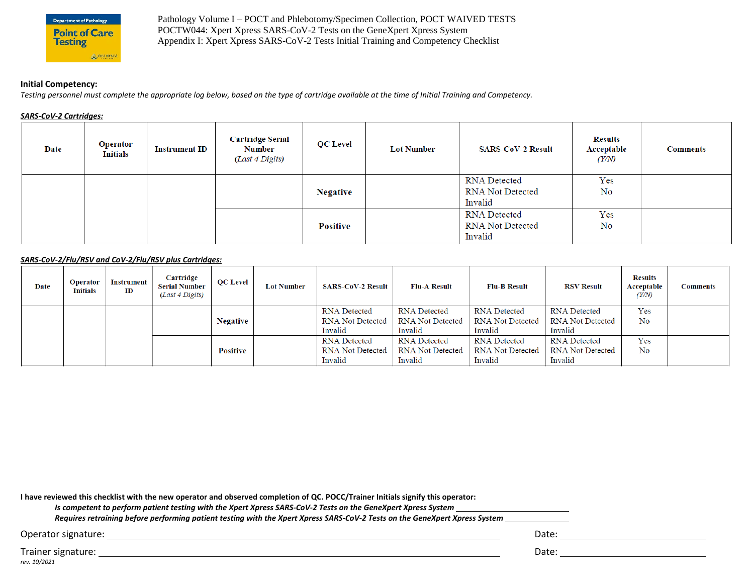Pathology Volume I – POCT and Phlebotomy/Specimen Collection, POCT WAIVED TESTS
POCTW044: Xpert Xpress SARS-CoV-2 Tests on the GeneXpert Xpress System
Appendix I: Xpert Xpress SARS-CoV-2 Tests Initial Training and Competency Checklist

**Initial Competency:**

*Testing personnel must complete the appropriate log below, based on the type of cartridge available at the time of Initial Training and Competency.*

***SARS-CoV-2 Cartridges:***

| Date | Operator Initials | Instrument ID | Cartridge Serial Number *(Last 4 Digits)* | QC Level | Lot Number | SARS-CoV-2 Result | Results Acceptable *(Y/N)* | Comments |
|---|---|---|---|---|---|---|---|---|
| | | | | **Negative** | | RNA Detected<br>RNA Not Detected<br>Invalid | Yes<br>No | |
| | | | | **Positive** | | RNA Detected<br>RNA Not Detected<br>Invalid | Yes<br>No | |

***SARS-CoV-2/Flu/RSV and CoV-2/Flu/RSV plus Cartridges:***

| Date | Operator Initials | Instrument ID | Cartridge Serial Number *(Last 4 Digits)* | QC Level | Lot Number | SARS-CoV-2 Result | Flu-A Result | Flu-B Result | RSV Result | Results Acceptable *(Y/N)* | Comments |
|---|---|---|---|---|---|---|---|---|---|---|---|
| | | | | **Negative** | | RNA Detected<br>RNA Not Detected<br>Invalid | RNA Detected<br>RNA Not Detected<br>Invalid | RNA Detected<br>RNA Not Detected<br>Invalid | RNA Detected<br>RNA Not Detected<br>Invalid | Yes<br>No | |
| | | | | **Positive** | | RNA Detected<br>RNA Not Detected<br>Invalid | RNA Detected<br>RNA Not Detected<br>Invalid | RNA Detected<br>RNA Not Detected<br>Invalid | RNA Detected<br>RNA Not Detected<br>Invalid | Yes<br>No | |

**I have reviewed this checklist with the new operator and observed completion of QC. POCC/Trainer Initials signify this operator:**

***Is competent to perform patient testing with the Xpert Xpress SARS-CoV-2 Tests on the GeneXpert Xpress System*** ______________________

***Requires retraining before performing patient testing with the Xpert Xpress SARS-CoV-2 Tests on the GeneXpert Xpress System*** ______________

Operator signature: ____________________________________________ Date: ____________________

Trainer signature: ____________________________________________ Date: ____________________

*rev. 10/2021*